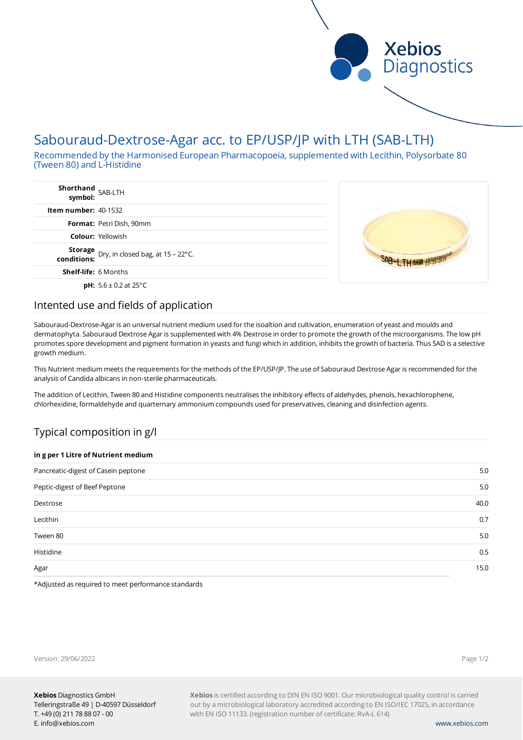# Sabouraud-Dextrose-Agar acc. to EP/USP/JP with LTH (SAB-LTH)

Recommended by the Harmonised European Pharmacopoeia, supplemented with Lecithin, Polysorbate 80 (Tween 80) and L-Histidine

| | |
|---|---|
| **Shorthand symbol:** | SAB-LTH |
| **Item number:** | 40-1532 |
| **Format:** | Petri Dish, 90mm |
| **Colour:** | Yellowish |
| **Storage conditions:** | Dry, in closed bag, at 15 – 22°C. |
| **Shelf-life:** | 6 Months |
| **pH:** | 5.6 ± 0.2 at 25°C |

## Intented use and fields of application

Sabouraud-Dextrose-Agar is an universal nutrient medium used for the isoaltion and cultivation, enumeration of yeast and moulds and dermatophyta. Sabouraud Dextrose Agar is supplemented with 4% Dextrose in order to promote the growth of the microorganisms. The low pH promotes spore development and pigment formation in yeasts and fungi which in addition, inhibits the growth of bacteria. Thus SAD is a selective growth medium.

This Nutrient medium meets the requirements for the methods of the EP/USP/JP. The use of Sabouraud Dextrose Agar is recommended for the analysis of Candida albicans in non-sterile pharmaceuticals.

The addition of Lecithin, Tween 80 and Histidine components neutralises the inhibitory effects of aldehydes, phenols, hexachlorophene, chlorhexidine, formaldehyde and quarternary ammonium compounds used for preservatives, cleaning and disinfection agents.

## Typical composition in g/l

| in g per 1 Litre of Nutrient medium | |
|---|---|
| Pancreatic-digest of Casein peptone | 5.0 |
| Peptic-digest of Beef Peptone | 5.0 |
| Dextrose | 40.0 |
| Lecithin | 0.7 |
| Tween 80 | 5.0 |
| Histidine | 0.5 |
| Agar | 15.0 |

*Adjusted as required to meet performance standards

Version: 29/06/2022

**Xebios** Diagnostics GmbH
Telleringstraße 49 | D-40597 Düsseldorf
T. +49 (0) 211 78 88 07 - 00
E. info@xebios.com

**Xebios** is certified according to DIN EN ISO 9001. Our microbiological quality control is carried out by a microbiological laboratory accredited according to EN ISO/IEC 17025, in accordance with EN ISO 11133. (registration number of certificate: RvA-L 614)

www.xebios.com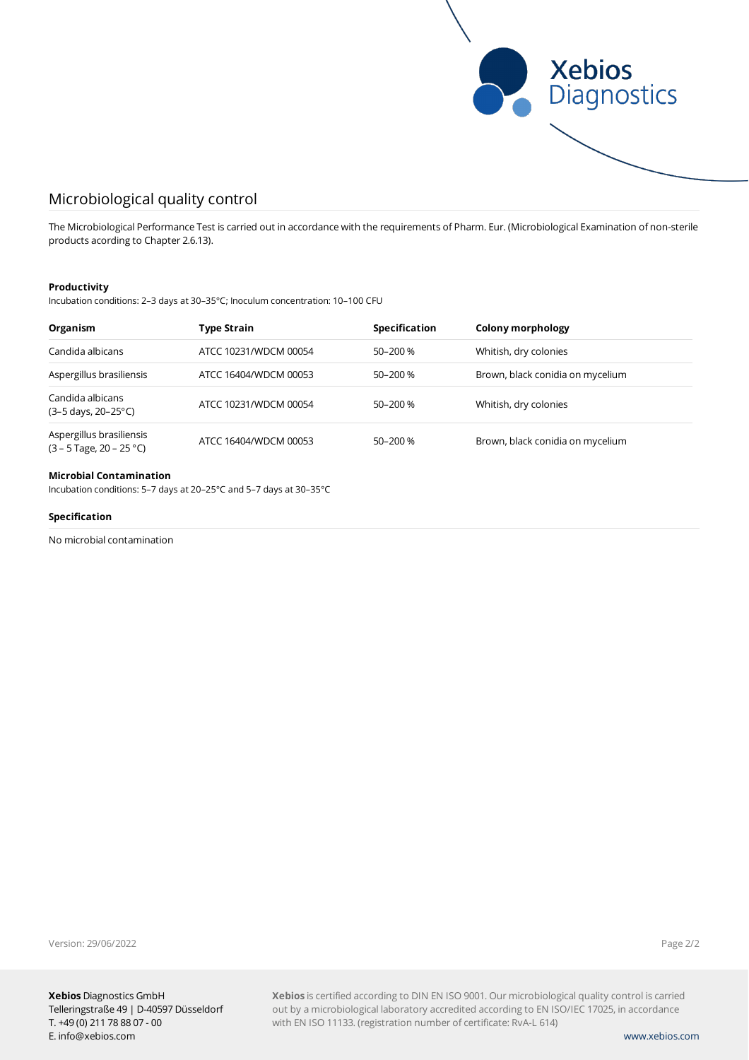## Microbiological quality control

The Microbiological Performance Test is carried out in accordance with the requirements of Pharm. Eur. (Microbiological Examination of non-sterile products acording to Chapter 2.6.13).

**Productivity**

Incubation conditions: 2–3 days at 30–35°C; Inoculum concentration: 10–100 CFU

| Organism | Type Strain | Specification | Colony morphology |
|---|---|---|---|
| Candida albicans | ATCC 10231/WDCM 00054 | 50–200 % | Whitish, dry colonies |
| Aspergillus brasiliensis | ATCC 16404/WDCM 00053 | 50–200 % | Brown, black conidia on mycelium |
| Candida albicans (3–5 days, 20–25°C) | ATCC 10231/WDCM 00054 | 50–200 % | Whitish, dry colonies |
| Aspergillus brasiliensis (3 – 5 Tage, 20 – 25 °C) | ATCC 16404/WDCM 00053 | 50–200 % | Brown, black conidia on mycelium |

**Microbial Contamination**

Incubation conditions: 5–7 days at 20–25°C and 5–7 days at 30–35°C

**Specification**

No microbial contamination

Version: 29/06/2022

**Xebios** Diagnostics GmbH
Telleringstraße 49 | D-40597 Düsseldorf
T. +49 (0) 211 78 88 07 - 00
E. info@xebios.com

**Xebios** is certified according to DIN EN ISO 9001. Our microbiological quality control is carried out by a microbiological laboratory accredited according to EN ISO/IEC 17025, in accordance with EN ISO 11133. (registration number of certificate: RvA-L 614)

www.xebios.com